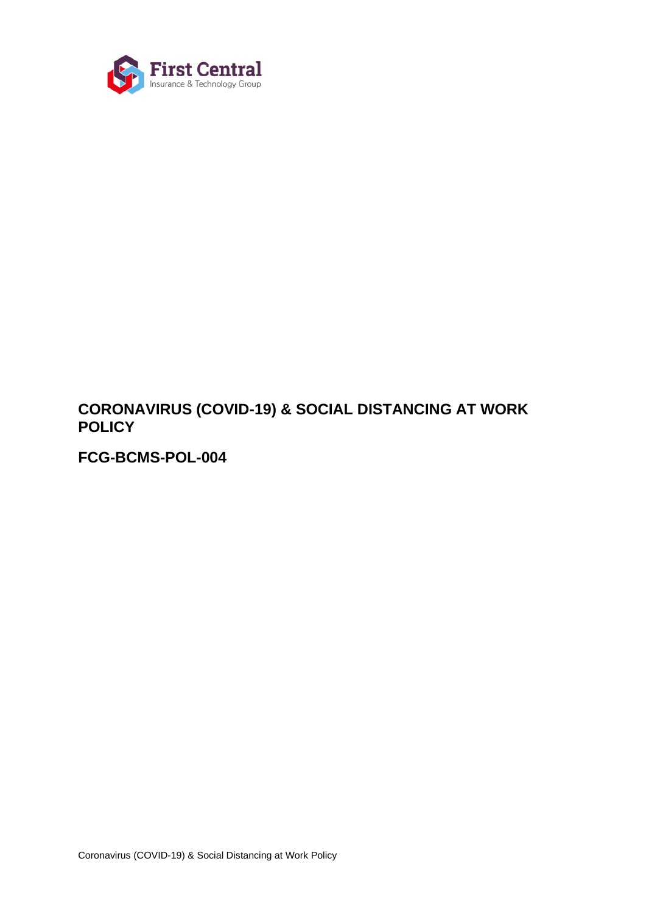First Central
Insurance & Technology Group

# CORONAVIRUS (COVID-19) & SOCIAL DISTANCING AT WORK POLICY

## FCG-BCMS-POL-004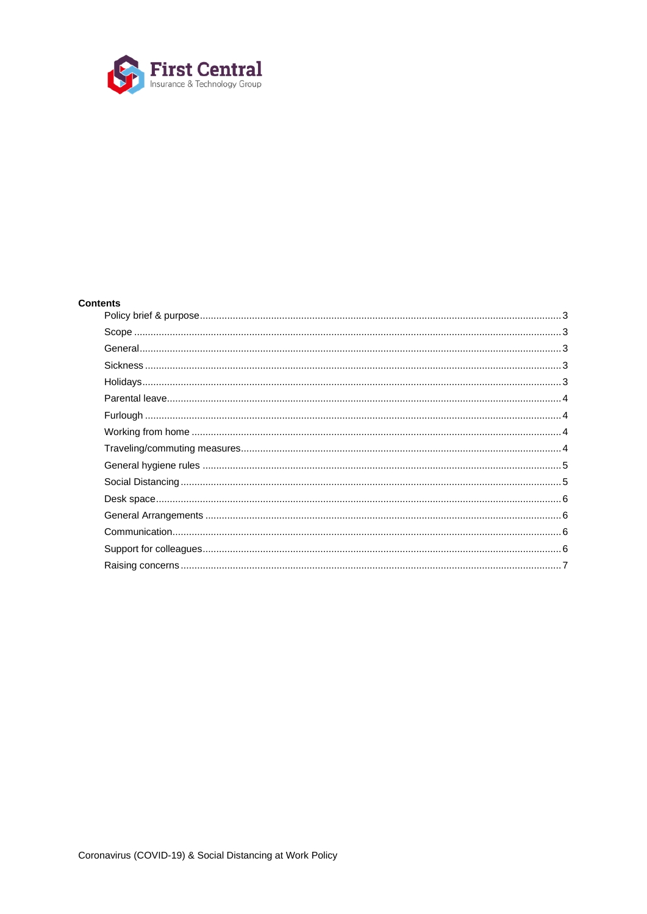First Central
Insurance & Technology Group

**Contents**

Policy brief & purpose ........................................................ 3
Scope ........................................................ 3
General ........................................................ 3
Sickness ........................................................ 3
Holidays ........................................................ 3
Parental leave ........................................................ 4
Furlough ........................................................ 4
Working from home ........................................................ 4
Traveling/commuting measures ........................................................ 4
General hygiene rules ........................................................ 5
Social Distancing ........................................................ 5
Desk space ........................................................ 6
General Arrangements ........................................................ 6
Communication ........................................................ 6
Support for colleagues ........................................................ 6
Raising concerns ........................................................ 7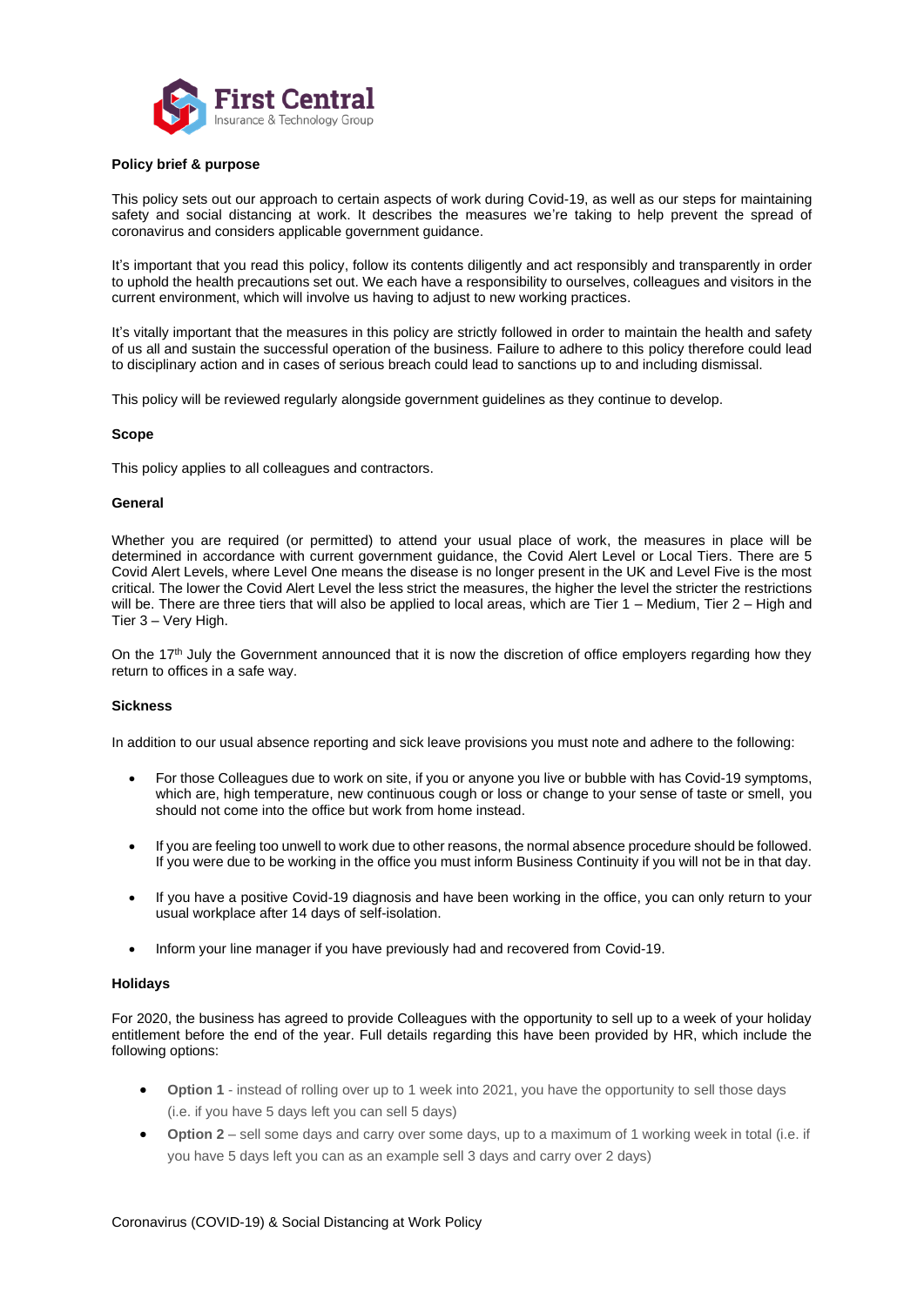**Policy brief & purpose**

This policy sets out our approach to certain aspects of work during Covid-19, as well as our steps for maintaining safety and social distancing at work. It describes the measures we're taking to help prevent the spread of coronavirus and considers applicable government guidance.

It's important that you read this policy, follow its contents diligently and act responsibly and transparently in order to uphold the health precautions set out. We each have a responsibility to ourselves, colleagues and visitors in the current environment, which will involve us having to adjust to new working practices.

It's vitally important that the measures in this policy are strictly followed in order to maintain the health and safety of us all and sustain the successful operation of the business. Failure to adhere to this policy therefore could lead to disciplinary action and in cases of serious breach could lead to sanctions up to and including dismissal.

This policy will be reviewed regularly alongside government guidelines as they continue to develop.

**Scope**

This policy applies to all colleagues and contractors.

**General**

Whether you are required (or permitted) to attend your usual place of work, the measures in place will be determined in accordance with current government guidance, the Covid Alert Level or Local Tiers. There are 5 Covid Alert Levels, where Level One means the disease is no longer present in the UK and Level Five is the most critical. The lower the Covid Alert Level the less strict the measures, the higher the level the stricter the restrictions will be. There are three tiers that will also be applied to local areas, which are Tier 1 – Medium, Tier 2 – High and Tier 3 – Very High.

On the 17th July the Government announced that it is now the discretion of office employers regarding how they return to offices in a safe way.

**Sickness**

In addition to our usual absence reporting and sick leave provisions you must note and adhere to the following:

- For those Colleagues due to work on site, if you or anyone you live or bubble with has Covid-19 symptoms, which are, high temperature, new continuous cough or loss or change to your sense of taste or smell, you should not come into the office but work from home instead.
- If you are feeling too unwell to work due to other reasons, the normal absence procedure should be followed. If you were due to be working in the office you must inform Business Continuity if you will not be in that day.
- If you have a positive Covid-19 diagnosis and have been working in the office, you can only return to your usual workplace after 14 days of self-isolation.
- Inform your line manager if you have previously had and recovered from Covid-19.

**Holidays**

For 2020, the business has agreed to provide Colleagues with the opportunity to sell up to a week of your holiday entitlement before the end of the year. Full details regarding this have been provided by HR, which include the following options:

- **Option 1** - instead of rolling over up to 1 week into 2021, you have the opportunity to sell those days (i.e. if you have 5 days left you can sell 5 days)
- **Option 2** – sell some days and carry over some days, up to a maximum of 1 working week in total (i.e. if you have 5 days left you can as an example sell 3 days and carry over 2 days)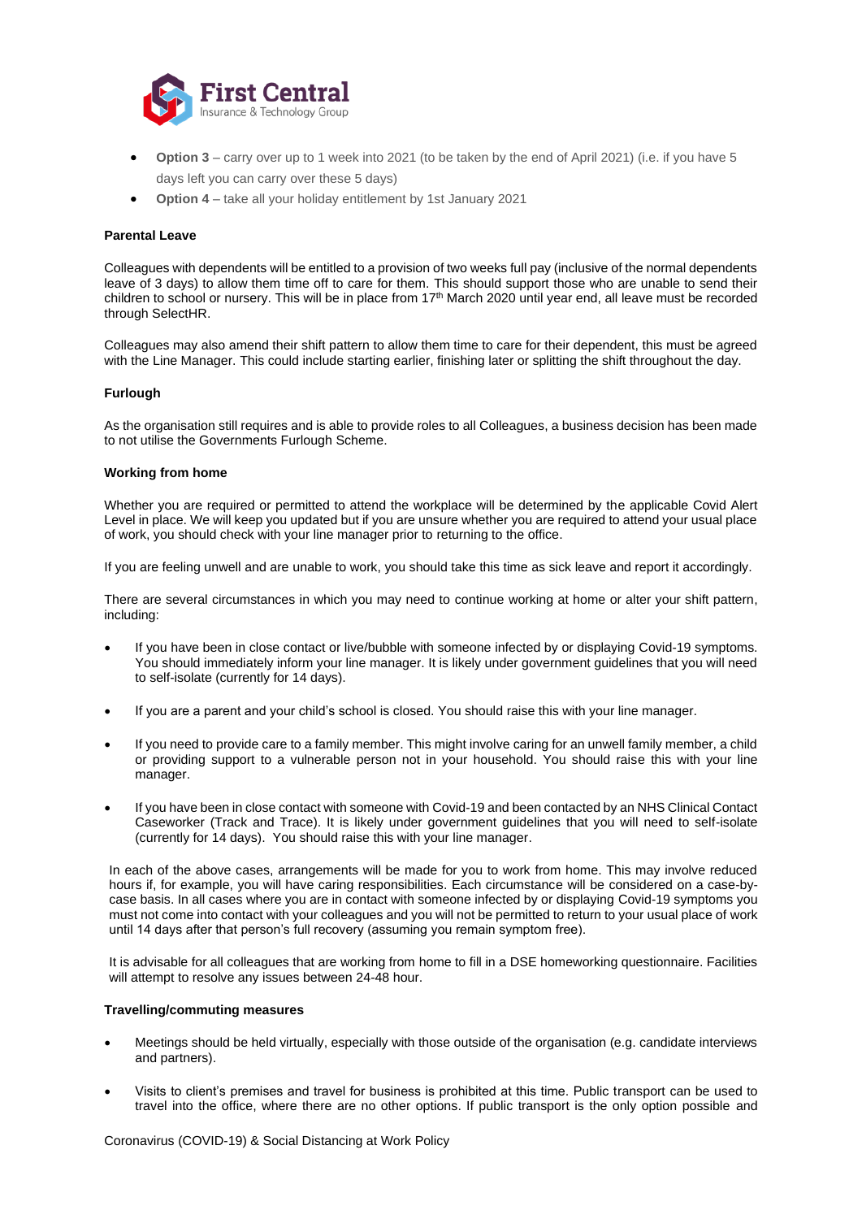- **Option 3** – carry over up to 1 week into 2021 (to be taken by the end of April 2021) (i.e. if you have 5 days left you can carry over these 5 days)
- **Option 4** – take all your holiday entitlement by 1st January 2021

**Parental Leave**

Colleagues with dependents will be entitled to a provision of two weeks full pay (inclusive of the normal dependents leave of 3 days) to allow them time off to care for them. This should support those who are unable to send their children to school or nursery. This will be in place from 17th March 2020 until year end, all leave must be recorded through SelectHR.

Colleagues may also amend their shift pattern to allow them time to care for their dependent, this must be agreed with the Line Manager. This could include starting earlier, finishing later or splitting the shift throughout the day.

**Furlough**

As the organisation still requires and is able to provide roles to all Colleagues, a business decision has been made to not utilise the Governments Furlough Scheme.

**Working from home**

Whether you are required or permitted to attend the workplace will be determined by the applicable Covid Alert Level in place. We will keep you updated but if you are unsure whether you are required to attend your usual place of work, you should check with your line manager prior to returning to the office.

If you are feeling unwell and are unable to work, you should take this time as sick leave and report it accordingly.

There are several circumstances in which you may need to continue working at home or alter your shift pattern, including:

- If you have been in close contact or live/bubble with someone infected by or displaying Covid-19 symptoms. You should immediately inform your line manager. It is likely under government guidelines that you will need to self-isolate (currently for 14 days).
- If you are a parent and your child's school is closed. You should raise this with your line manager.
- If you need to provide care to a family member. This might involve caring for an unwell family member, a child or providing support to a vulnerable person not in your household. You should raise this with your line manager.
- If you have been in close contact with someone with Covid-19 and been contacted by an NHS Clinical Contact Caseworker (Track and Trace). It is likely under government guidelines that you will need to self-isolate (currently for 14 days). You should raise this with your line manager.

In each of the above cases, arrangements will be made for you to work from home. This may involve reduced hours if, for example, you will have caring responsibilities. Each circumstance will be considered on a case-by-case basis. In all cases where you are in contact with someone infected by or displaying Covid-19 symptoms you must not come into contact with your colleagues and you will not be permitted to return to your usual place of work until 14 days after that person's full recovery (assuming you remain symptom free).

It is advisable for all colleagues that are working from home to fill in a DSE homeworking questionnaire. Facilities will attempt to resolve any issues between 24-48 hour.

**Travelling/commuting measures**

- Meetings should be held virtually, especially with those outside of the organisation (e.g. candidate interviews and partners).
- Visits to client's premises and travel for business is prohibited at this time. Public transport can be used to travel into the office, where there are no other options. If public transport is the only option possible and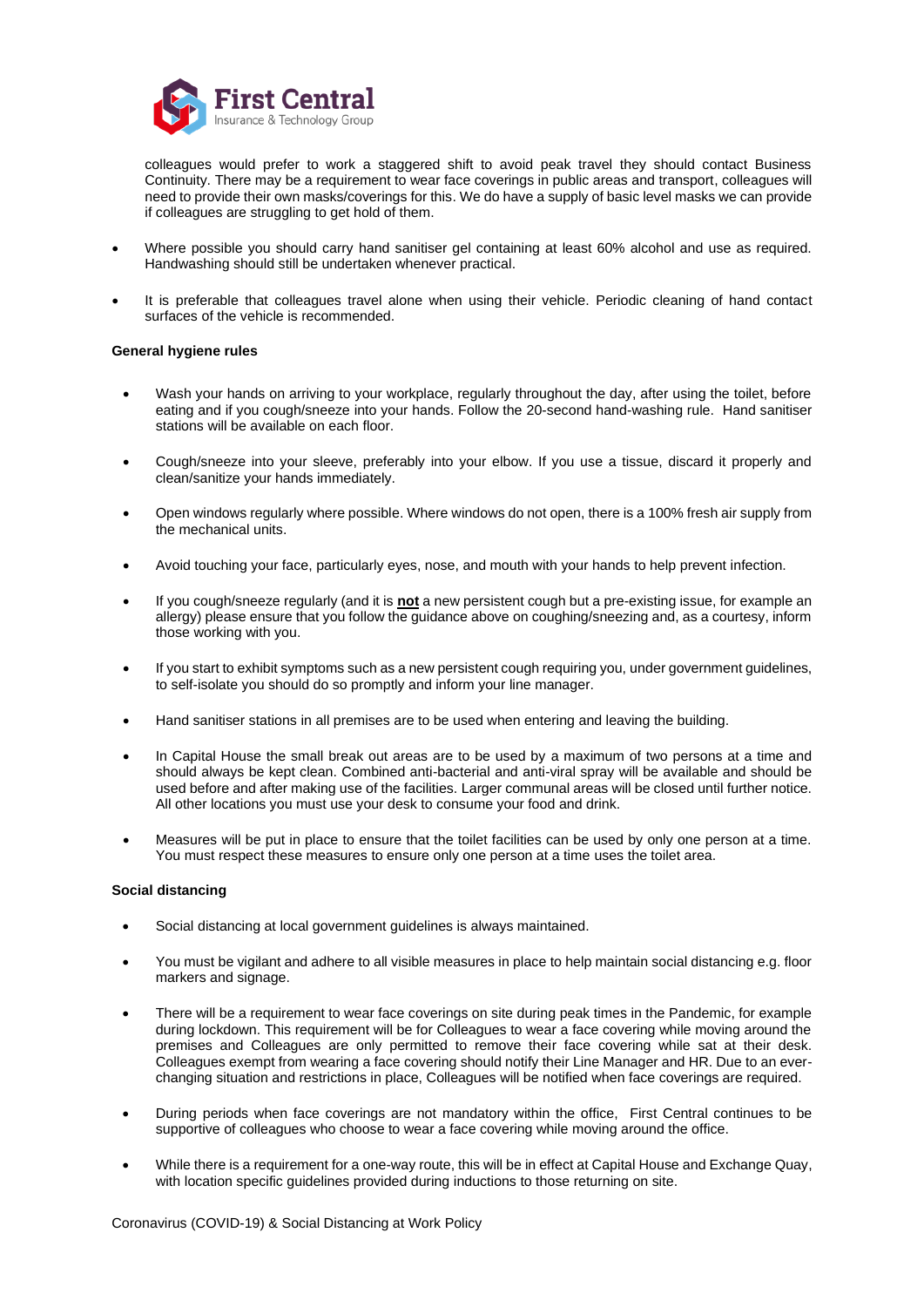colleagues would prefer to work a staggered shift to avoid peak travel they should contact Business Continuity. There may be a requirement to wear face coverings in public areas and transport, colleagues will need to provide their own masks/coverings for this. We do have a supply of basic level masks we can provide if colleagues are struggling to get hold of them.

- Where possible you should carry hand sanitiser gel containing at least 60% alcohol and use as required. Handwashing should still be undertaken whenever practical.

- It is preferable that colleagues travel alone when using their vehicle. Periodic cleaning of hand contact surfaces of the vehicle is recommended.

**General hygiene rules**

- Wash your hands on arriving to your workplace, regularly throughout the day, after using the toilet, before eating and if you cough/sneeze into your hands. Follow the 20-second hand-washing rule. Hand sanitiser stations will be available on each floor.

- Cough/sneeze into your sleeve, preferably into your elbow. If you use a tissue, discard it properly and clean/sanitize your hands immediately.

- Open windows regularly where possible. Where windows do not open, there is a 100% fresh air supply from the mechanical units.

- Avoid touching your face, particularly eyes, nose, and mouth with your hands to help prevent infection.

- If you cough/sneeze regularly (and it is **not** a new persistent cough but a pre-existing issue, for example an allergy) please ensure that you follow the guidance above on coughing/sneezing and, as a courtesy, inform those working with you.

- If you start to exhibit symptoms such as a new persistent cough requiring you, under government guidelines, to self-isolate you should do so promptly and inform your line manager.

- Hand sanitiser stations in all premises are to be used when entering and leaving the building.

- In Capital House the small break out areas are to be used by a maximum of two persons at a time and should always be kept clean. Combined anti-bacterial and anti-viral spray will be available and should be used before and after making use of the facilities. Larger communal areas will be closed until further notice. All other locations you must use your desk to consume your food and drink.

- Measures will be put in place to ensure that the toilet facilities can be used by only one person at a time. You must respect these measures to ensure only one person at a time uses the toilet area.

**Social distancing**

- Social distancing at local government guidelines is always maintained.

- You must be vigilant and adhere to all visible measures in place to help maintain social distancing e.g. floor markers and signage.

- There will be a requirement to wear face coverings on site during peak times in the Pandemic, for example during lockdown. This requirement will be for Colleagues to wear a face covering while moving around the premises and Colleagues are only permitted to remove their face covering while sat at their desk. Colleagues exempt from wearing a face covering should notify their Line Manager and HR. Due to an ever-changing situation and restrictions in place, Colleagues will be notified when face coverings are required.

- During periods when face coverings are not mandatory within the office, First Central continues to be supportive of colleagues who choose to wear a face covering while moving around the office.

- While there is a requirement for a one-way route, this will be in effect at Capital House and Exchange Quay, with location specific guidelines provided during inductions to those returning on site.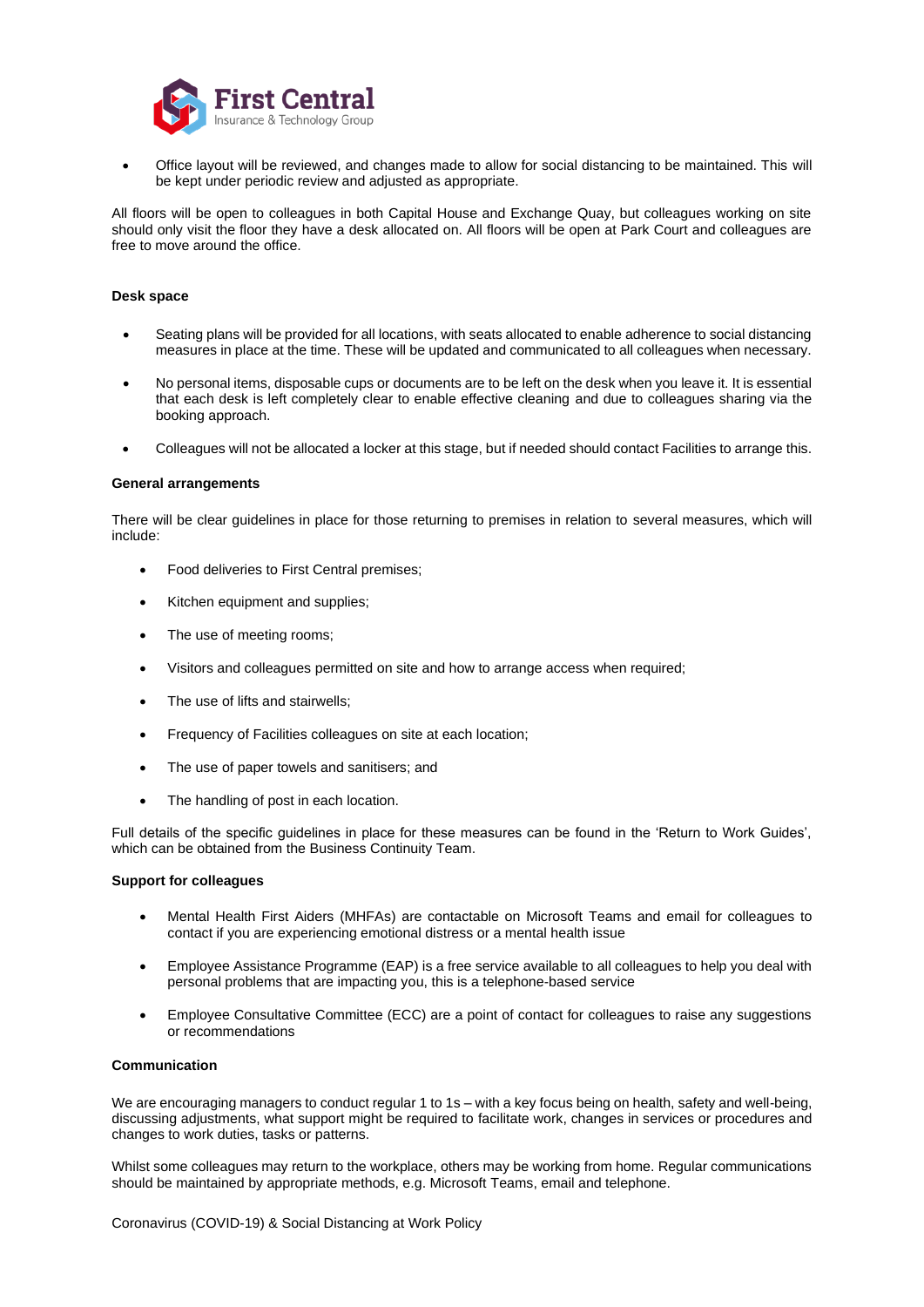- Office layout will be reviewed, and changes made to allow for social distancing to be maintained. This will be kept under periodic review and adjusted as appropriate.

All floors will be open to colleagues in both Capital House and Exchange Quay, but colleagues working on site should only visit the floor they have a desk allocated on. All floors will be open at Park Court and colleagues are free to move around the office.

**Desk space**

- Seating plans will be provided for all locations, with seats allocated to enable adherence to social distancing measures in place at the time. These will be updated and communicated to all colleagues when necessary.
- No personal items, disposable cups or documents are to be left on the desk when you leave it. It is essential that each desk is left completely clear to enable effective cleaning and due to colleagues sharing via the booking approach.
- Colleagues will not be allocated a locker at this stage, but if needed should contact Facilities to arrange this.

**General arrangements**

There will be clear guidelines in place for those returning to premises in relation to several measures, which will include:

- Food deliveries to First Central premises;
- Kitchen equipment and supplies;
- The use of meeting rooms;
- Visitors and colleagues permitted on site and how to arrange access when required;
- The use of lifts and stairwells;
- Frequency of Facilities colleagues on site at each location;
- The use of paper towels and sanitisers; and
- The handling of post in each location.

Full details of the specific guidelines in place for these measures can be found in the 'Return to Work Guides', which can be obtained from the Business Continuity Team.

**Support for colleagues**

- Mental Health First Aiders (MHFAs) are contactable on Microsoft Teams and email for colleagues to contact if you are experiencing emotional distress or a mental health issue
- Employee Assistance Programme (EAP) is a free service available to all colleagues to help you deal with personal problems that are impacting you, this is a telephone-based service
- Employee Consultative Committee (ECC) are a point of contact for colleagues to raise any suggestions or recommendations

**Communication**

We are encouraging managers to conduct regular 1 to 1s – with a key focus being on health, safety and well-being, discussing adjustments, what support might be required to facilitate work, changes in services or procedures and changes to work duties, tasks or patterns.

Whilst some colleagues may return to the workplace, others may be working from home. Regular communications should be maintained by appropriate methods, e.g. Microsoft Teams, email and telephone.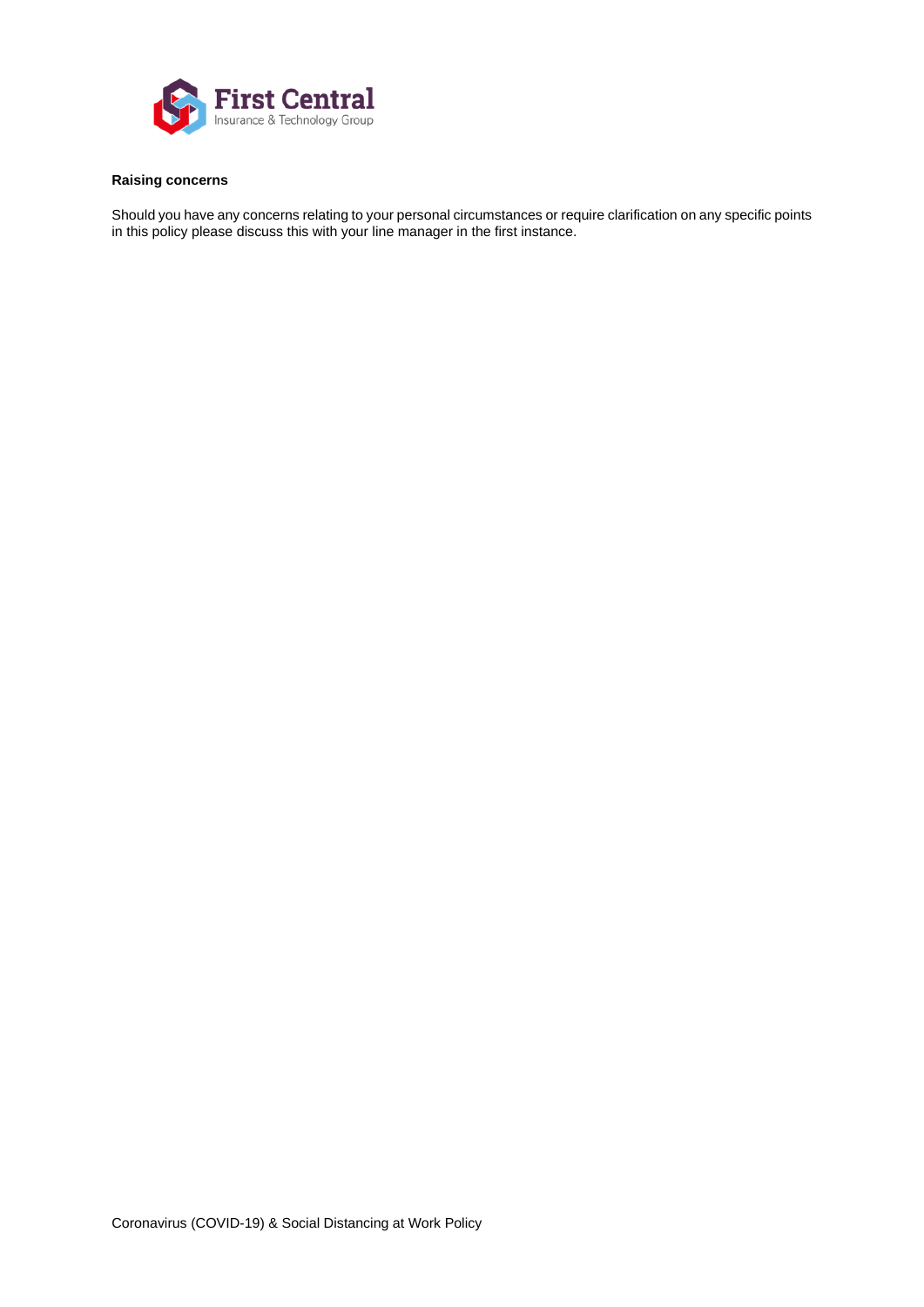**Raising concerns**

Should you have any concerns relating to your personal circumstances or require clarification on any specific points in this policy please discuss this with your line manager in the first instance.